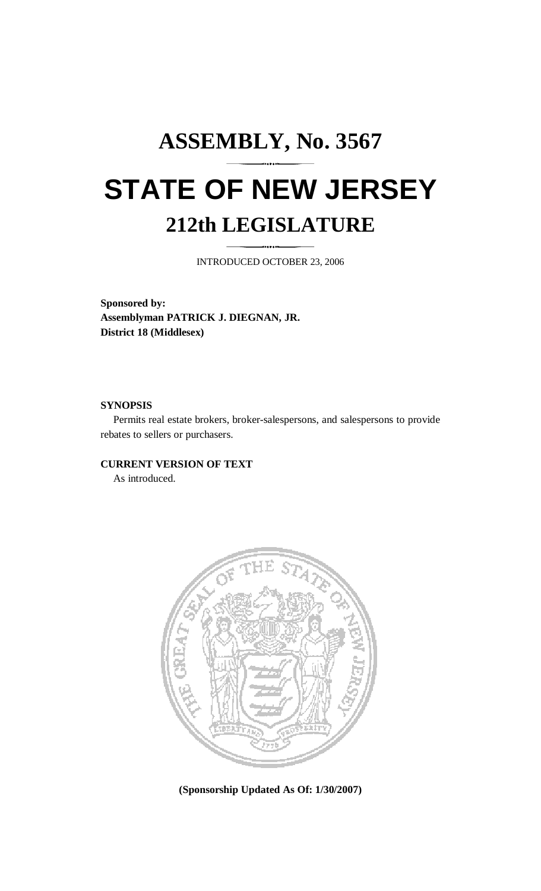# ASSEMBLY, No. 3567

# STATE OF NEW JERSEY

## 212th LEGISLATURE

INTRODUCED OCTOBER 23, 2006

**Sponsored by:**
**Assemblyman PATRICK J. DIEGNAN, JR.**
**District 18 (Middlesex)**

**SYNOPSIS**

Permits real estate brokers, broker-salespersons, and salespersons to provide rebates to sellers or purchasers.

**CURRENT VERSION OF TEXT**

As introduced.

**(Sponsorship Updated As Of: 1/30/2007)**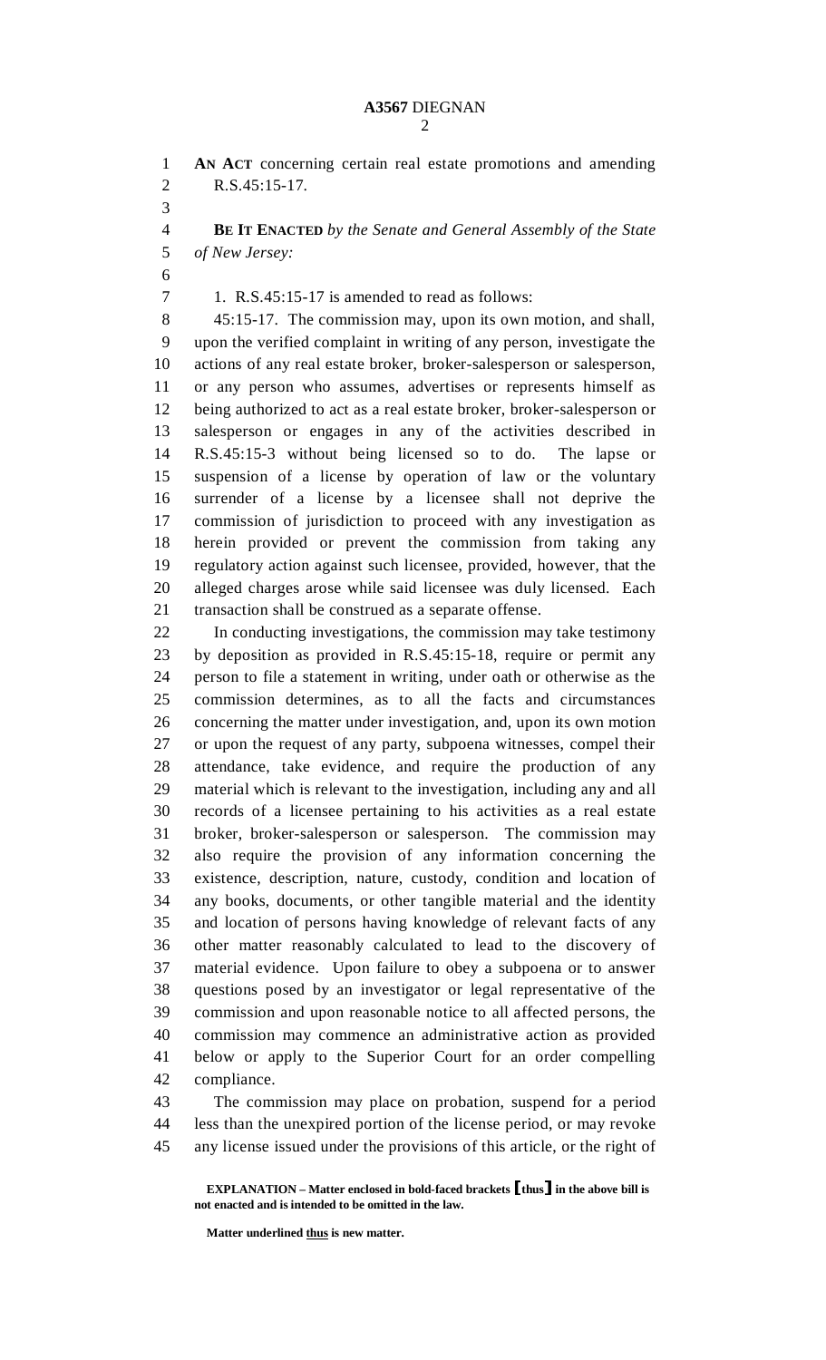**AN ACT** concerning certain real estate promotions and amending R.S.45:15-17.

**BE IT ENACTED** *by the Senate and General Assembly of the State of New Jersey:*

1. R.S.45:15-17 is amended to read as follows:

45:15-17. The commission may, upon its own motion, and shall, upon the verified complaint in writing of any person, investigate the actions of any real estate broker, broker-salesperson or salesperson, or any person who assumes, advertises or represents himself as being authorized to act as a real estate broker, broker-salesperson or salesperson or engages in any of the activities described in R.S.45:15-3 without being licensed so to do. The lapse or suspension of a license by operation of law or the voluntary surrender of a license by a licensee shall not deprive the commission of jurisdiction to proceed with any investigation as herein provided or prevent the commission from taking any regulatory action against such licensee, provided, however, that the alleged charges arose while said licensee was duly licensed. Each transaction shall be construed as a separate offense.

In conducting investigations, the commission may take testimony by deposition as provided in R.S.45:15-18, require or permit any person to file a statement in writing, under oath or otherwise as the commission determines, as to all the facts and circumstances concerning the matter under investigation, and, upon its own motion or upon the request of any party, subpoena witnesses, compel their attendance, take evidence, and require the production of any material which is relevant to the investigation, including any and all records of a licensee pertaining to his activities as a real estate broker, broker-salesperson or salesperson. The commission may also require the provision of any information concerning the existence, description, nature, custody, condition and location of any books, documents, or other tangible material and the identity and location of persons having knowledge of relevant facts of any other matter reasonably calculated to lead to the discovery of material evidence. Upon failure to obey a subpoena or to answer questions posed by an investigator or legal representative of the commission and upon reasonable notice to all affected persons, the commission may commence an administrative action as provided below or apply to the Superior Court for an order compelling compliance.

The commission may place on probation, suspend for a period less than the unexpired portion of the license period, or may revoke any license issued under the provisions of this article, or the right of

**EXPLANATION – Matter enclosed in bold-faced brackets [thus] in the above bill is not enacted and is intended to be omitted in the law.**

**Matter underlined thus is new matter.**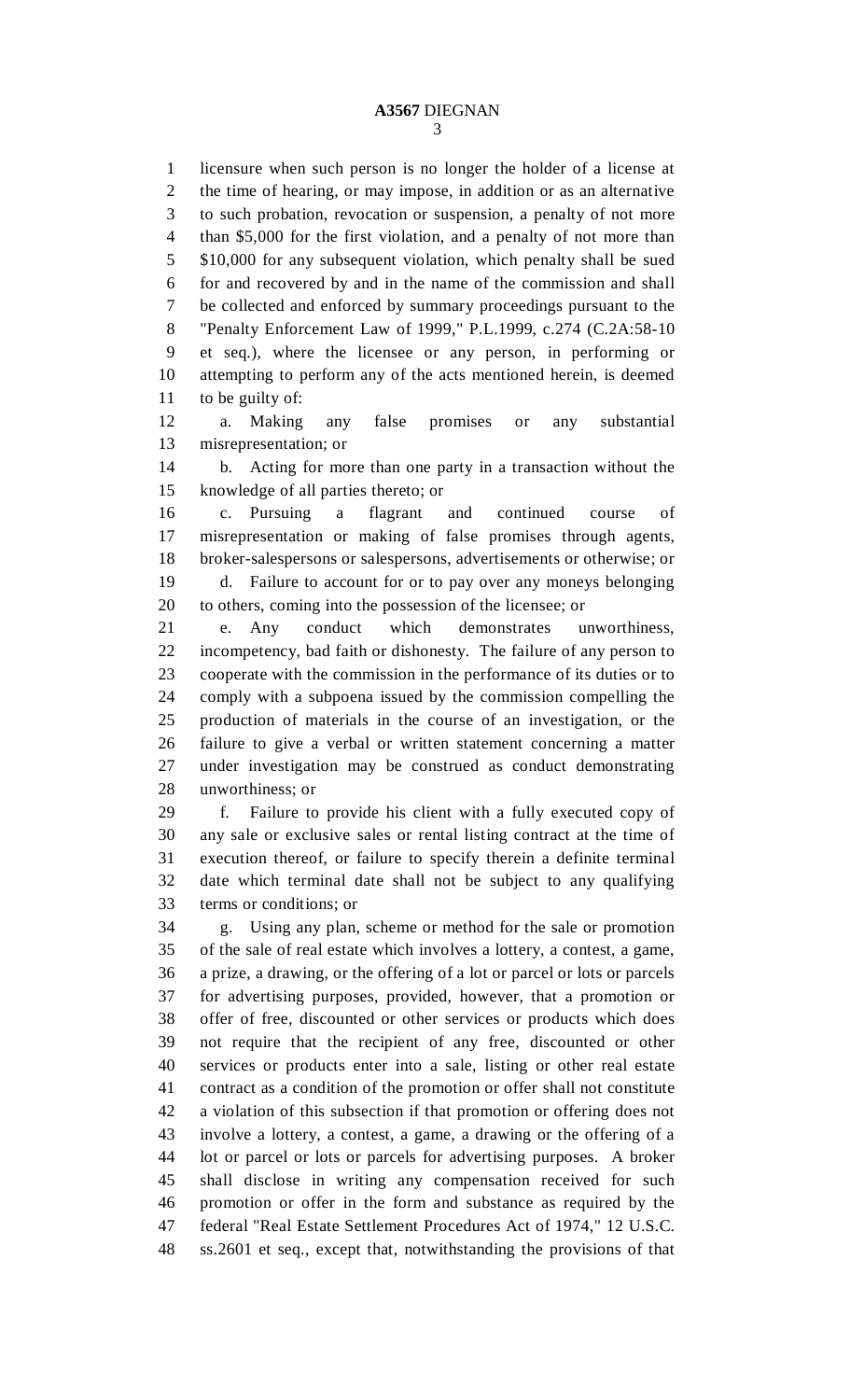licensure when such person is no longer the holder of a license at the time of hearing, or may impose, in addition or as an alternative to such probation, revocation or suspension, a penalty of not more than $5,000 for the first violation, and a penalty of not more than $10,000 for any subsequent violation, which penalty shall be sued for and recovered by and in the name of the commission and shall be collected and enforced by summary proceedings pursuant to the "Penalty Enforcement Law of 1999," P.L.1999, c.274 (C.2A:58-10 et seq.), where the licensee or any person, in performing or attempting to perform any of the acts mentioned herein, is deemed to be guilty of:

a. Making any false promises or any substantial misrepresentation; or

b. Acting for more than one party in a transaction without the knowledge of all parties thereto; or

c. Pursuing a flagrant and continued course of misrepresentation or making of false promises through agents, broker-salespersons or salespersons, advertisements or otherwise; or

d. Failure to account for or to pay over any moneys belonging to others, coming into the possession of the licensee; or

e. Any conduct which demonstrates unworthiness, incompetency, bad faith or dishonesty. The failure of any person to cooperate with the commission in the performance of its duties or to comply with a subpoena issued by the commission compelling the production of materials in the course of an investigation, or the failure to give a verbal or written statement concerning a matter under investigation may be construed as conduct demonstrating unworthiness; or

f. Failure to provide his client with a fully executed copy of any sale or exclusive sales or rental listing contract at the time of execution thereof, or failure to specify therein a definite terminal date which terminal date shall not be subject to any qualifying terms or conditions; or

g. Using any plan, scheme or method for the sale or promotion of the sale of real estate which involves a lottery, a contest, a game, a prize, a drawing, or the offering of a lot or parcel or lots or parcels for advertising purposes, provided, however, that a promotion or offer of free, discounted or other services or products which does not require that the recipient of any free, discounted or other services or products enter into a sale, listing or other real estate contract as a condition of the promotion or offer shall not constitute a violation of this subsection if that promotion or offering does not involve a lottery, a contest, a game, a drawing or the offering of a lot or parcel or lots or parcels for advertising purposes. A broker shall disclose in writing any compensation received for such promotion or offer in the form and substance as required by the federal "Real Estate Settlement Procedures Act of 1974," 12 U.S.C. ss.2601 et seq., except that, notwithstanding the provisions of that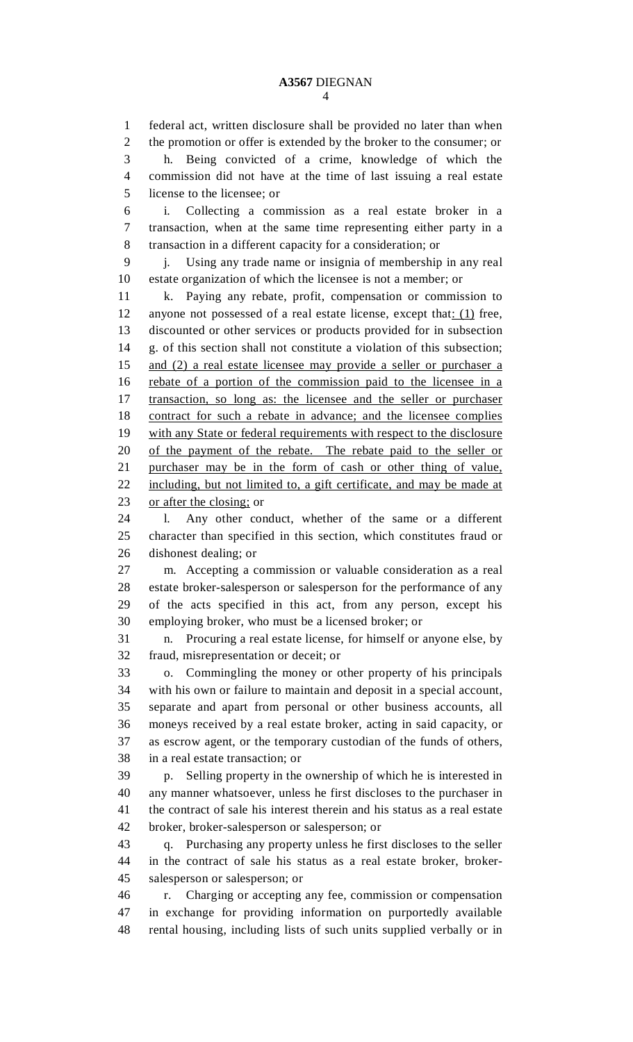federal act, written disclosure shall be provided no later than when the promotion or offer is extended by the broker to the consumer; or

h. Being convicted of a crime, knowledge of which the commission did not have at the time of last issuing a real estate license to the licensee; or

i. Collecting a commission as a real estate broker in a transaction, when at the same time representing either party in a transaction in a different capacity for a consideration; or

j. Using any trade name or insignia of membership in any real estate organization of which the licensee is not a member; or

k. Paying any rebate, profit, compensation or commission to anyone not possessed of a real estate license, except that: (1) free, discounted or other services or products provided for in subsection g. of this section shall not constitute a violation of this subsection; and (2) a real estate licensee may provide a seller or purchaser a rebate of a portion of the commission paid to the licensee in a transaction, so long as: the licensee and the seller or purchaser contract for such a rebate in advance; and the licensee complies with any State or federal requirements with respect to the disclosure of the payment of the rebate. The rebate paid to the seller or purchaser may be in the form of cash or other thing of value, including, but not limited to, a gift certificate, and may be made at or after the closing; or

l. Any other conduct, whether of the same or a different character than specified in this section, which constitutes fraud or dishonest dealing; or

m. Accepting a commission or valuable consideration as a real estate broker-salesperson or salesperson for the performance of any of the acts specified in this act, from any person, except his employing broker, who must be a licensed broker; or

n. Procuring a real estate license, for himself or anyone else, by fraud, misrepresentation or deceit; or

o. Commingling the money or other property of his principals with his own or failure to maintain and deposit in a special account, separate and apart from personal or other business accounts, all moneys received by a real estate broker, acting in said capacity, or as escrow agent, or the temporary custodian of the funds of others, in a real estate transaction; or

p. Selling property in the ownership of which he is interested in any manner whatsoever, unless he first discloses to the purchaser in the contract of sale his interest therein and his status as a real estate broker, broker-salesperson or salesperson; or

q. Purchasing any property unless he first discloses to the seller in the contract of sale his status as a real estate broker, broker-salesperson or salesperson; or

r. Charging or accepting any fee, commission or compensation in exchange for providing information on purportedly available rental housing, including lists of such units supplied verbally or in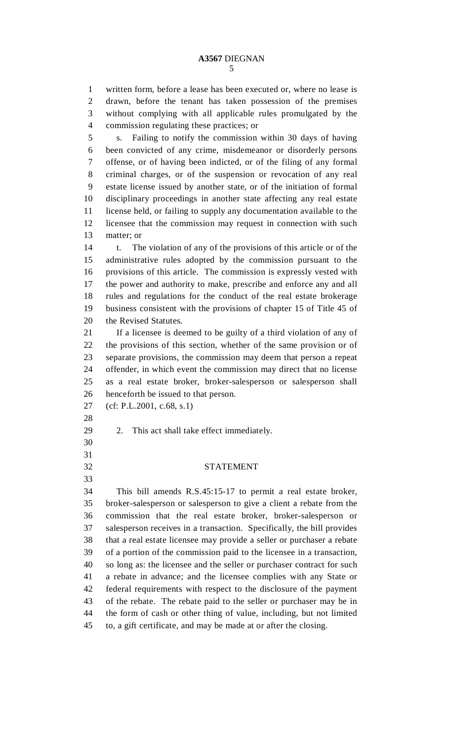written form, before a lease has been executed or, where no lease is drawn, before the tenant has taken possession of the premises without complying with all applicable rules promulgated by the commission regulating these practices; or

s. Failing to notify the commission within 30 days of having been convicted of any crime, misdemeanor or disorderly persons offense, or of having been indicted, or of the filing of any formal criminal charges, or of the suspension or revocation of any real estate license issued by another state, or of the initiation of formal disciplinary proceedings in another state affecting any real estate license held, or failing to supply any documentation available to the licensee that the commission may request in connection with such matter; or

t. The violation of any of the provisions of this article or of the administrative rules adopted by the commission pursuant to the provisions of this article. The commission is expressly vested with the power and authority to make, prescribe and enforce any and all rules and regulations for the conduct of the real estate brokerage business consistent with the provisions of chapter 15 of Title 45 of the Revised Statutes.

If a licensee is deemed to be guilty of a third violation of any of the provisions of this section, whether of the same provision or of separate provisions, the commission may deem that person a repeat offender, in which event the commission may direct that no license as a real estate broker, broker-salesperson or salesperson shall henceforth be issued to that person.

(cf: P.L.2001, c.68, s.1)

2. This act shall take effect immediately.

## STATEMENT

This bill amends R.S.45:15-17 to permit a real estate broker, broker-salesperson or salesperson to give a client a rebate from the commission that the real estate broker, broker-salesperson or salesperson receives in a transaction. Specifically, the bill provides that a real estate licensee may provide a seller or purchaser a rebate of a portion of the commission paid to the licensee in a transaction, so long as: the licensee and the seller or purchaser contract for such a rebate in advance; and the licensee complies with any State or federal requirements with respect to the disclosure of the payment of the rebate. The rebate paid to the seller or purchaser may be in the form of cash or other thing of value, including, but not limited to, a gift certificate, and may be made at or after the closing.